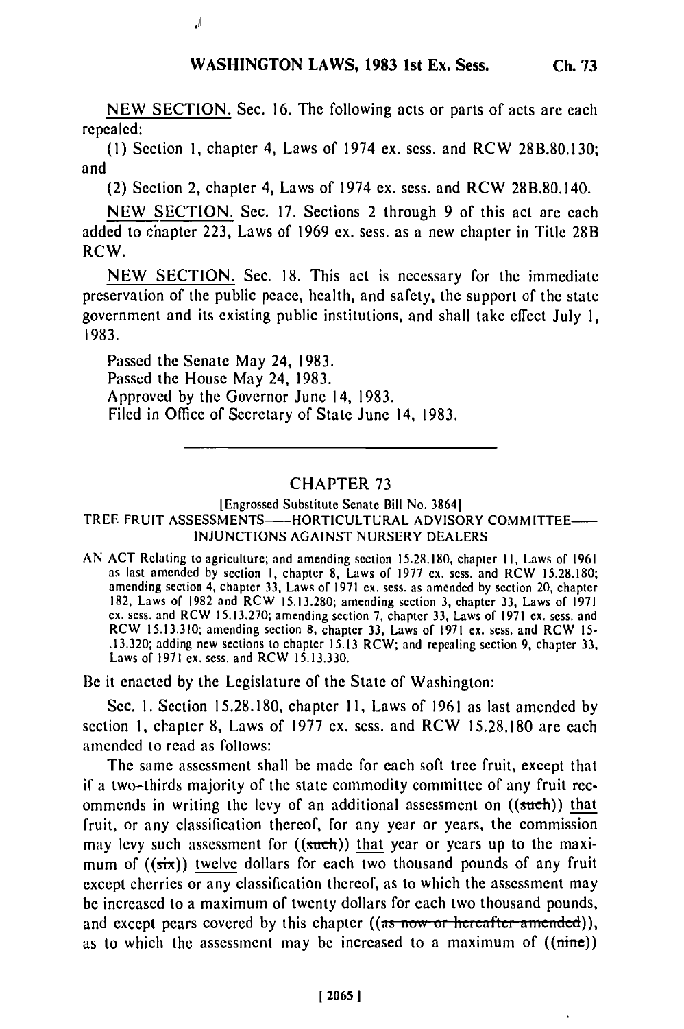NEW SECTION. Sec. 16. The following acts or parts of acts are each repealed:

(1) Section 1, chapter 4, Laws of 1974 ex. sess. and RCW 28B.80.130; and

(2) Section 2, chapter 4, Laws of 1974 ex. sess. and RCW 28B.80.140.

NEW SECTION. Sec. 17. Sections 2 through 9 of this act are each added to chapter 223, Laws of 1969 ex. sess. as a new chapter in Title 28B RCW.

NEW SECTION. Sec. 18. This act is necessary for the immediate preservation of the public peace, health, and safety, the support of the state government and its existing public institutions, and shall take effect July 1, 1983.

Passed the Senate May 24, 1983.
Passed the House May 24, 1983.
Approved by the Governor June 14, 1983.
Filed in Office of Secretary of State June 14, 1983.

---

## CHAPTER 73

[Engrossed Substitute Senate Bill No. 3864]

TREE FRUIT ASSESSMENTS—HORTICULTURAL ADVISORY COMMITTEE—INJUNCTIONS AGAINST NURSERY DEALERS

AN ACT Relating to agriculture; and amending section 15.28.180, chapter 11, Laws of 1961 as last amended by section 1, chapter 8, Laws of 1977 ex. sess. and RCW 15.28.180; amending section 4, chapter 33, Laws of 1971 ex. sess. as amended by section 20, chapter 182, Laws of 1982 and RCW 15.13.280; amending section 3, chapter 33, Laws of 1971 ex. sess. and RCW 15.13.270; amending section 7, chapter 33, Laws of 1971 ex. sess. and RCW 15.13.310; amending section 8, chapter 33, Laws of 1971 ex. sess. and RCW 15.13.320; adding new sections to chapter 15.13 RCW; and repealing section 9, chapter 33, Laws of 1971 ex. sess. and RCW 15.13.330.

Be it enacted by the Legislature of the State of Washington:

Sec. 1. Section 15.28.180, chapter 11, Laws of 1961 as last amended by section 1, chapter 8, Laws of 1977 ex. sess. and RCW 15.28.180 are each amended to read as follows:

The same assessment shall be made for each soft tree fruit, except that if a two-thirds majority of the state commodity committee of any fruit recommends in writing the levy of an additional assessment on ((such)) that fruit, or any classification thereof, for any year or years, the commission may levy such assessment for ((such)) that year or years up to the maximum of ((six)) twelve dollars for each two thousand pounds of any fruit except cherries or any classification thereof, as to which the assessment may be increased to a maximum of twenty dollars for each two thousand pounds, and except pears covered by this chapter ((as now or hereafter amended)), as to which the assessment may be increased to a maximum of ((nine))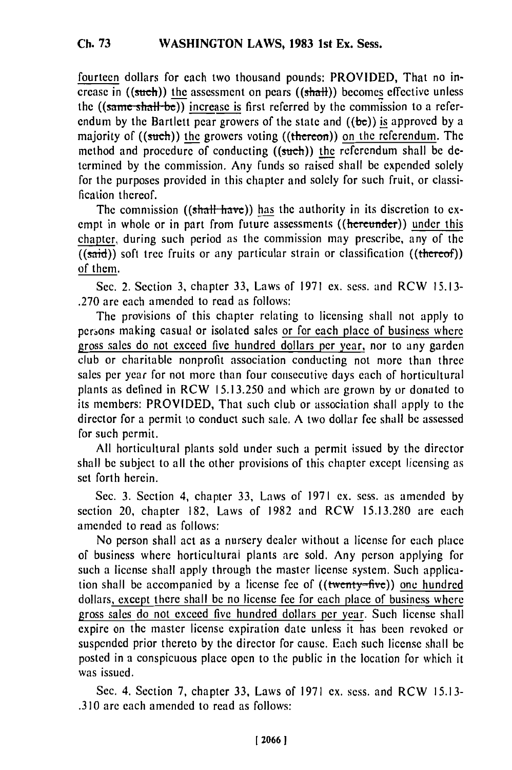fourteen dollars for each two thousand pounds: PROVIDED, That no increase in ((such)) the assessment on pears ((shall)) becomes effective unless the ((same shall be)) increase is first referred by the commission to a referendum by the Bartlett pear growers of the state and ((be)) is approved by a majority of ((such)) the growers voting ((thereon)) on the referendum. The method and procedure of conducting ((such)) the referendum shall be determined by the commission. Any funds so raised shall be expended solely for the purposes provided in this chapter and solely for such fruit, or classification thereof.

The commission ((shall have)) has the authority in its discretion to exempt in whole or in part from future assessments ((hereunder)) under this chapter, during such period as the commission may prescribe, any of the ((said)) soft tree fruits or any particular strain or classification ((thereof)) of them.

Sec. 2. Section 3, chapter 33, Laws of 1971 ex. sess. and RCW 15.13-.270 are each amended to read as follows:

The provisions of this chapter relating to licensing shall not apply to persons making casual or isolated sales or for each place of business where gross sales do not exceed five hundred dollars per year, nor to any garden club or charitable nonprofit association conducting not more than three sales per year for not more than four consecutive days each of horticultural plants as defined in RCW 15.13.250 and which are grown by or donated to its members: PROVIDED, That such club or association shall apply to the director for a permit to conduct such sale. A two dollar fee shall be assessed for such permit.

All horticultural plants sold under such a permit issued by the director shall be subject to all the other provisions of this chapter except licensing as set forth herein.

Sec. 3. Section 4, chapter 33, Laws of 1971 ex. sess. as amended by section 20, chapter 182, Laws of 1982 and RCW 15.13.280 are each amended to read as follows:

No person shall act as a nursery dealer without a license for each place of business where horticultural plants are sold. Any person applying for such a license shall apply through the master license system. Such application shall be accompanied by a license fee of ((twenty-five)) one hundred dollars, except there shall be no license fee for each place of business where gross sales do not exceed five hundred dollars per year. Such license shall expire on the master license expiration date unless it has been revoked or suspended prior thereto by the director for cause. Each such license shall be posted in a conspicuous place open to the public in the location for which it was issued.

Sec. 4. Section 7, chapter 33, Laws of 1971 ex. sess. and RCW 15.13-.310 are each amended to read as follows: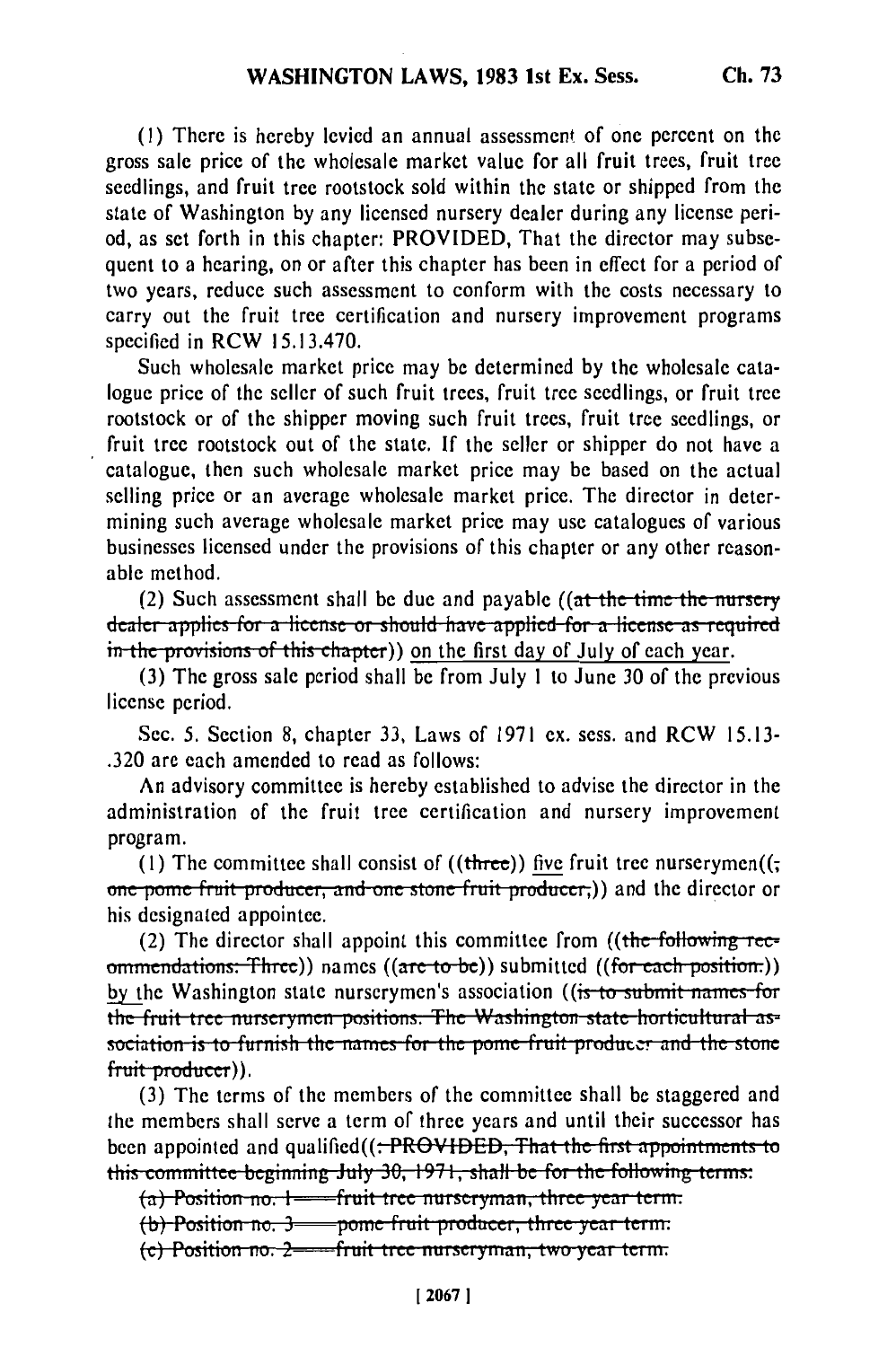(1) There is hereby levied an annual assessment of one percent on the gross sale price of the wholesale market value for all fruit trees, fruit tree seedlings, and fruit tree rootstock sold within the state or shipped from the state of Washington by any licensed nursery dealer during any license period, as set forth in this chapter: PROVIDED, That the director may subsequent to a hearing, on or after this chapter has been in effect for a period of two years, reduce such assessment to conform with the costs necessary to carry out the fruit tree certification and nursery improvement programs specified in RCW 15.13.470.

Such wholesale market price may be determined by the wholesale catalogue price of the seller of such fruit trees, fruit tree seedlings, or fruit tree rootstock or of the shipper moving such fruit trees, fruit tree seedlings, or fruit tree rootstock out of the state. If the seller or shipper do not have a catalogue, then such wholesale market price may be based on the actual selling price or an average wholesale market price. The director in determining such average wholesale market price may use catalogues of various businesses licensed under the provisions of this chapter or any other reasonable method.

(2) Such assessment shall be due and payable ((~~at the time the nursery dealer applies for a license or should have applied for a license as required in the provisions of this chapter~~)) on the first day of July of each year.

(3) The gross sale period shall be from July 1 to June 30 of the previous license period.

Sec. 5. Section 8, chapter 33, Laws of 1971 ex. sess. and RCW 15.13-.320 are each amended to read as follows:

An advisory committee is hereby established to advise the director in the administration of the fruit tree certification and nursery improvement program.

(1) The committee shall consist of ((~~three~~)) five fruit tree nurserymen((~~; one pome fruit producer, and one stone fruit producer,~~)) and the director or his designated appointee.

(2) The director shall appoint this committee from ((~~the following recommendations: Three~~)) names ((~~are to be~~)) submitted ((~~for each position.~~)) by the Washington state nurserymen's association ((~~is to submit names for the fruit tree nurserymen positions. The Washington state horticultural association is to furnish the names for the pome fruit producer and the stone fruit producer~~)).

(3) The terms of the members of the committee shall be staggered and the members shall serve a term of three years and until their successor has been appointed and qualified((~~: PROVIDED, That the first appointments to this committee beginning July 30, 1971, shall be for the following terms:~~

~~(a) Position no. 1——fruit tree nurseryman, three year term.~~

~~(b) Position no. 3——pome fruit producer, three year term.~~

~~(c) Position no. 2——fruit tree nurseryman, two year term.~~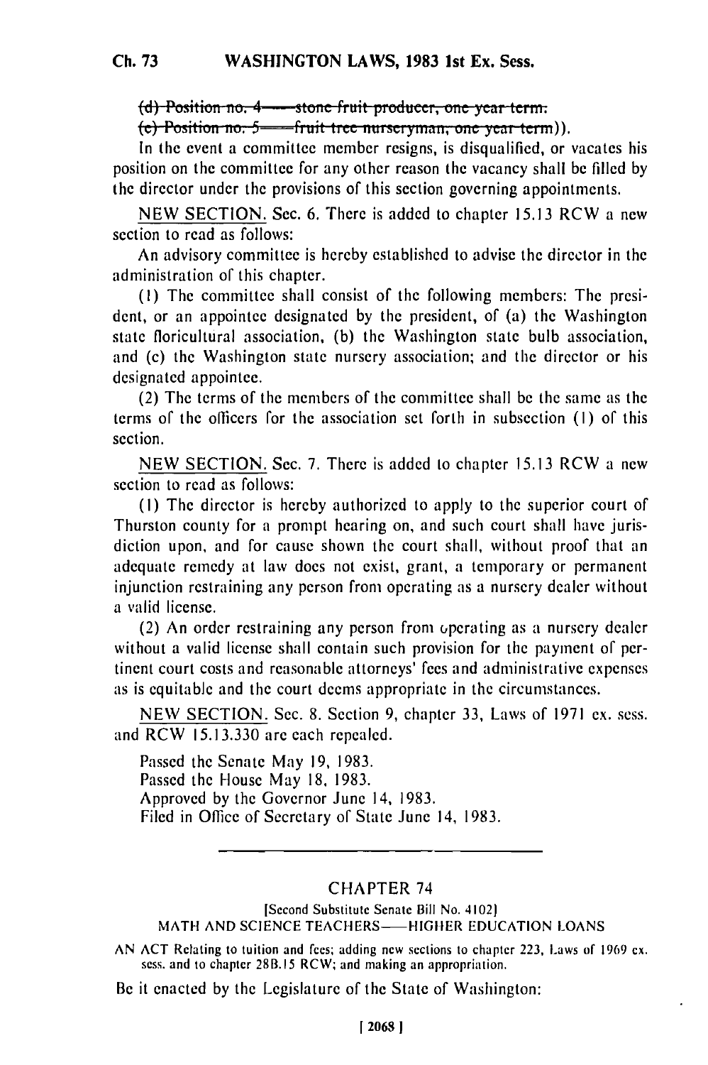~~(d) Position no. 4——stone fruit producer, one year term.~~

~~(e) Position no. 5——fruit tree nurseryman, one year term~~)).

In the event a committee member resigns, is disqualified, or vacates his position on the committee for any other reason the vacancy shall be filled by the director under the provisions of this section governing appointments.

NEW SECTION. Sec. 6. There is added to chapter 15.13 RCW a new section to read as follows:

An advisory committee is hereby established to advise the director in the administration of this chapter.

(1) The committee shall consist of the following members: The president, or an appointee designated by the president, of (a) the Washington state floricultural association, (b) the Washington state bulb association, and (c) the Washington state nursery association; and the director or his designated appointee.

(2) The terms of the members of the committee shall be the same as the terms of the officers for the association set forth in subsection (1) of this section.

NEW SECTION. Sec. 7. There is added to chapter 15.13 RCW a new section to read as follows:

(1) The director is hereby authorized to apply to the superior court of Thurston county for a prompt hearing on, and such court shall have jurisdiction upon, and for cause shown the court shall, without proof that an adequate remedy at law does not exist, grant, a temporary or permanent injunction restraining any person from operating as a nursery dealer without a valid license.

(2) An order restraining any person from operating as a nursery dealer without a valid license shall contain such provision for the payment of pertinent court costs and reasonable attorneys' fees and administrative expenses as is equitable and the court deems appropriate in the circumstances.

NEW SECTION. Sec. 8. Section 9, chapter 33, Laws of 1971 ex. sess. and RCW 15.13.330 are each repealed.

Passed the Senate May 19, 1983.
Passed the House May 18, 1983.
Approved by the Governor June 14, 1983.
Filed in Office of Secretary of State June 14, 1983.

---

## CHAPTER 74

[Second Substitute Senate Bill No. 4102]

MATH AND SCIENCE TEACHERS——HIGHER EDUCATION LOANS

AN ACT Relating to tuition and fees; adding new sections to chapter 223, Laws of 1969 ex. sess. and to chapter 28B.15 RCW; and making an appropriation.

Be it enacted by the Legislature of the State of Washington: